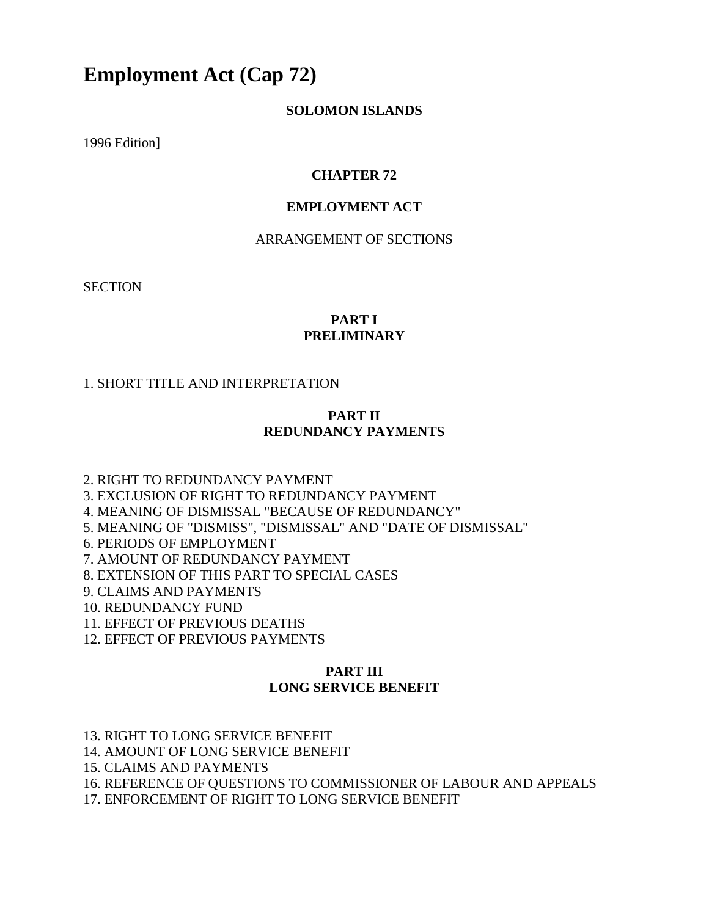# Employment Act (Cap 72)

**SOLOMON ISLANDS**

1996 Edition]

**CHAPTER 72**

**EMPLOYMENT ACT**

ARRANGEMENT OF SECTIONS

SECTION

**PART I**
**PRELIMINARY**

1. SHORT TITLE AND INTERPRETATION

**PART II**
**REDUNDANCY PAYMENTS**

2. RIGHT TO REDUNDANCY PAYMENT
3. EXCLUSION OF RIGHT TO REDUNDANCY PAYMENT
4. MEANING OF DISMISSAL "BECAUSE OF REDUNDANCY"
5. MEANING OF "DISMISS", "DISMISSAL" AND "DATE OF DISMISSAL"
6. PERIODS OF EMPLOYMENT
7. AMOUNT OF REDUNDANCY PAYMENT
8. EXTENSION OF THIS PART TO SPECIAL CASES
9. CLAIMS AND PAYMENTS
10. REDUNDANCY FUND
11. EFFECT OF PREVIOUS DEATHS
12. EFFECT OF PREVIOUS PAYMENTS

**PART III**
**LONG SERVICE BENEFIT**

13. RIGHT TO LONG SERVICE BENEFIT
14. AMOUNT OF LONG SERVICE BENEFIT
15. CLAIMS AND PAYMENTS
16. REFERENCE OF QUESTIONS TO COMMISSIONER OF LABOUR AND APPEALS
17. ENFORCEMENT OF RIGHT TO LONG SERVICE BENEFIT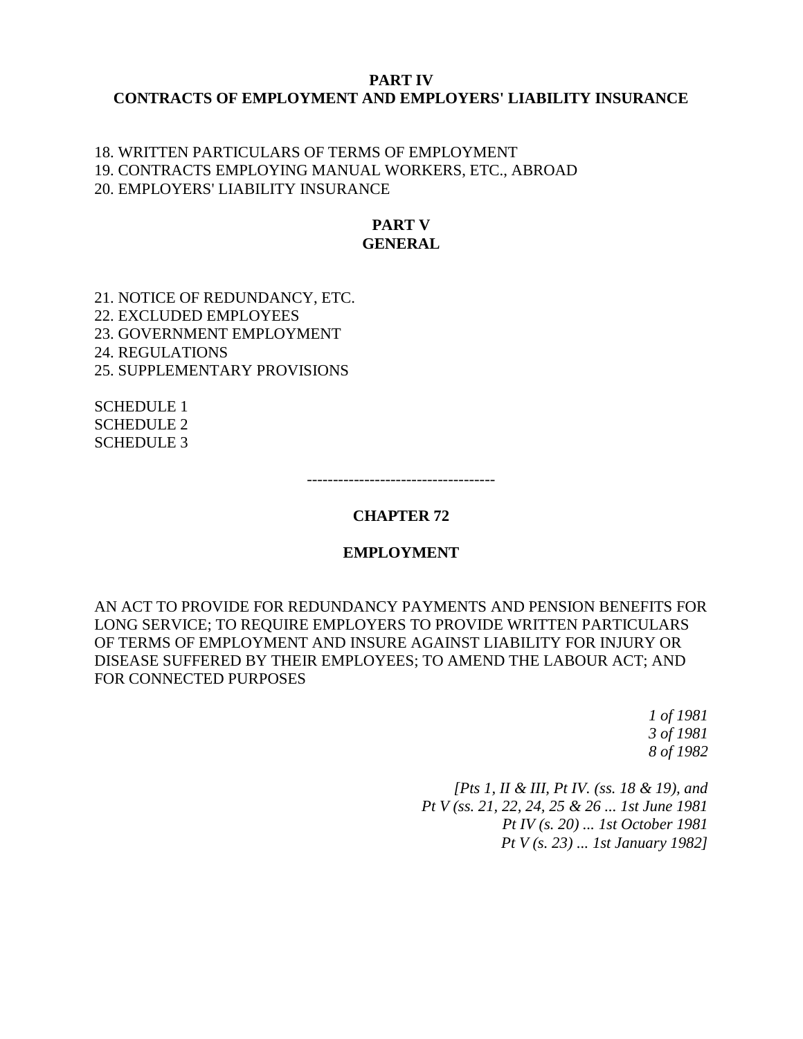**PART IV**
**CONTRACTS OF EMPLOYMENT AND EMPLOYERS' LIABILITY INSURANCE**

18. WRITTEN PARTICULARS OF TERMS OF EMPLOYMENT
19. CONTRACTS EMPLOYING MANUAL WORKERS, ETC., ABROAD
20. EMPLOYERS' LIABILITY INSURANCE

**PART V**
**GENERAL**

21. NOTICE OF REDUNDANCY, ETC.
22. EXCLUDED EMPLOYEES
23. GOVERNMENT EMPLOYMENT
24. REGULATIONS
25. SUPPLEMENTARY PROVISIONS

SCHEDULE 1
SCHEDULE 2
SCHEDULE 3

------------------------------------

# CHAPTER 72

## EMPLOYMENT

AN ACT TO PROVIDE FOR REDUNDANCY PAYMENTS AND PENSION BENEFITS FOR LONG SERVICE; TO REQUIRE EMPLOYERS TO PROVIDE WRITTEN PARTICULARS OF TERMS OF EMPLOYMENT AND INSURE AGAINST LIABILITY FOR INJURY OR DISEASE SUFFERED BY THEIR EMPLOYEES; TO AMEND THE LABOUR ACT; AND FOR CONNECTED PURPOSES

*1 of 1981*
*3 of 1981*
*8 of 1982*

*[Pts 1, II & III, Pt IV. (ss. 18 & 19), and*
*Pt V (ss. 21, 22, 24, 25 & 26 ... 1st June 1981*
*Pt IV (s. 20) ... 1st October 1981*
*Pt V (s. 23) ... 1st January 1982]*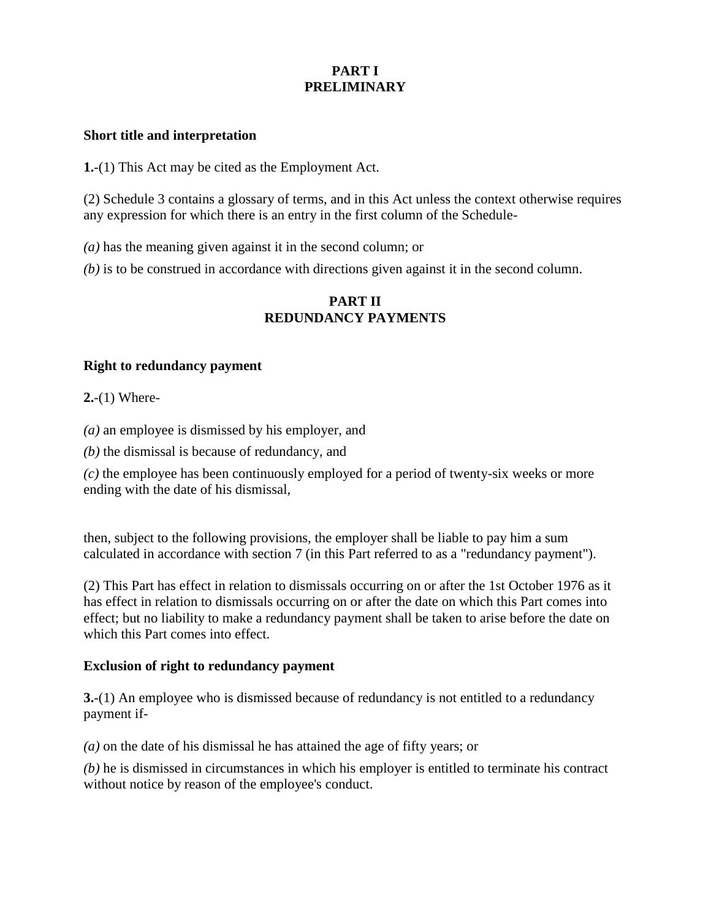## PART I
## PRELIMINARY

### Short title and interpretation

**1.**-(1) This Act may be cited as the Employment Act.

(2) Schedule 3 contains a glossary of terms, and in this Act unless the context otherwise requires any expression for which there is an entry in the first column of the Schedule-

*(a)* has the meaning given against it in the second column; or

*(b)* is to be construed in accordance with directions given against it in the second column.

## PART II
## REDUNDANCY PAYMENTS

### Right to redundancy payment

**2.**-(1) Where-

*(a)* an employee is dismissed by his employer, and

*(b)* the dismissal is because of redundancy, and

*(c)* the employee has been continuously employed for a period of twenty-six weeks or more ending with the date of his dismissal,

then, subject to the following provisions, the employer shall be liable to pay him a sum calculated in accordance with section 7 (in this Part referred to as a "redundancy payment").

(2) This Part has effect in relation to dismissals occurring on or after the 1st October 1976 as it has effect in relation to dismissals occurring on or after the date on which this Part comes into effect; but no liability to make a redundancy payment shall be taken to arise before the date on which this Part comes into effect.

### Exclusion of right to redundancy payment

**3.**-(1) An employee who is dismissed because of redundancy is not entitled to a redundancy payment if-

*(a)* on the date of his dismissal he has attained the age of fifty years; or

*(b)* he is dismissed in circumstances in which his employer is entitled to terminate his contract without notice by reason of the employee's conduct.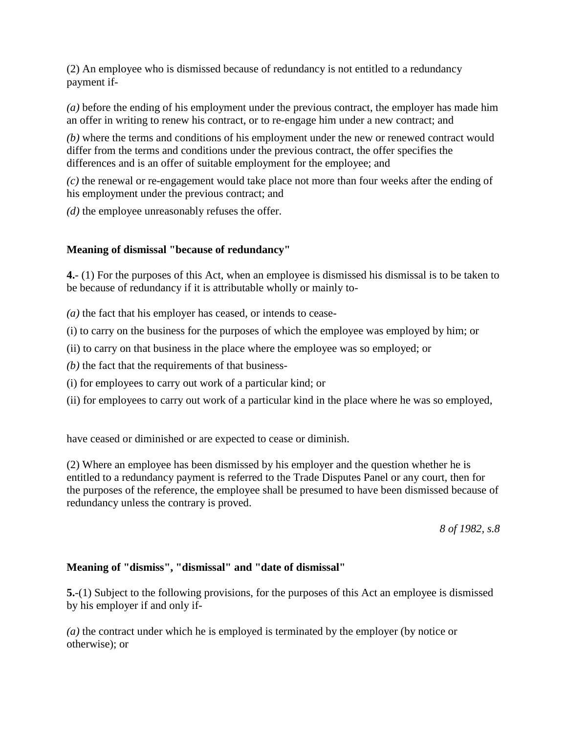(2) An employee who is dismissed because of redundancy is not entitled to a redundancy payment if-

*(a)* before the ending of his employment under the previous contract, the employer has made him an offer in writing to renew his contract, or to re-engage him under a new contract; and

*(b)* where the terms and conditions of his employment under the new or renewed contract would differ from the terms and conditions under the previous contract, the offer specifies the differences and is an offer of suitable employment for the employee; and

*(c)* the renewal or re-engagement would take place not more than four weeks after the ending of his employment under the previous contract; and

*(d)* the employee unreasonably refuses the offer.

**Meaning of dismissal "because of redundancy"**

**4.**- (1) For the purposes of this Act, when an employee is dismissed his dismissal is to be taken to be because of redundancy if it is attributable wholly or mainly to-

*(a)* the fact that his employer has ceased, or intends to cease-

(i) to carry on the business for the purposes of which the employee was employed by him; or

(ii) to carry on that business in the place where the employee was so employed; or

*(b)* the fact that the requirements of that business-

(i) for employees to carry out work of a particular kind; or

(ii) for employees to carry out work of a particular kind in the place where he was so employed,

have ceased or diminished or are expected to cease or diminish.

(2) Where an employee has been dismissed by his employer and the question whether he is entitled to a redundancy payment is referred to the Trade Disputes Panel or any court, then for the purposes of the reference, the employee shall be presumed to have been dismissed because of redundancy unless the contrary is proved.

*8 of 1982, s.8*

**Meaning of "dismiss", "dismissal" and "date of dismissal"**

**5.**-(1) Subject to the following provisions, for the purposes of this Act an employee is dismissed by his employer if and only if-

*(a)* the contract under which he is employed is terminated by the employer (by notice or otherwise); or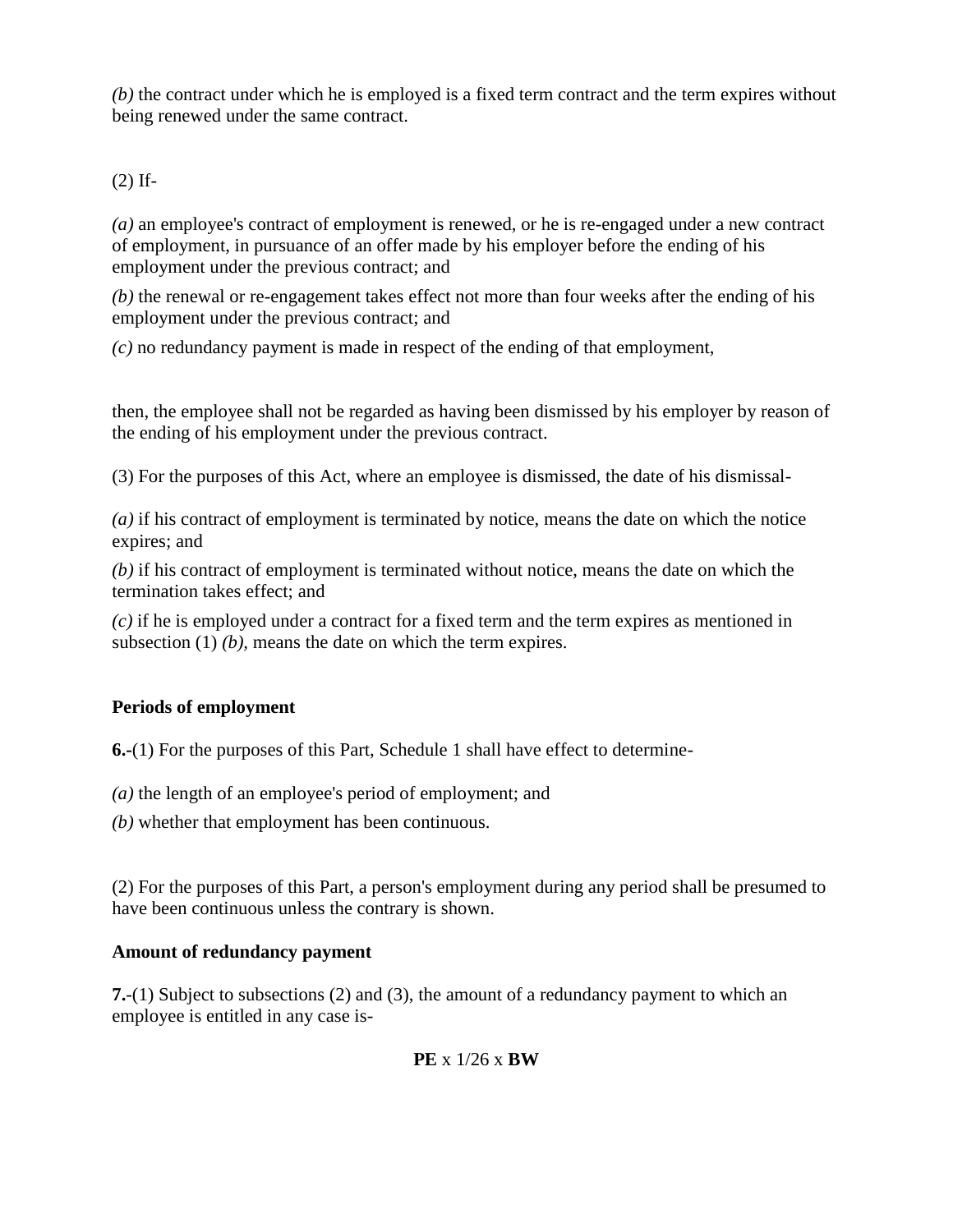*(b)* the contract under which he is employed is a fixed term contract and the term expires without being renewed under the same contract.

(2) If-

*(a)* an employee's contract of employment is renewed, or he is re-engaged under a new contract of employment, in pursuance of an offer made by his employer before the ending of his employment under the previous contract; and

*(b)* the renewal or re-engagement takes effect not more than four weeks after the ending of his employment under the previous contract; and

*(c)* no redundancy payment is made in respect of the ending of that employment,

then, the employee shall not be regarded as having been dismissed by his employer by reason of the ending of his employment under the previous contract.

(3) For the purposes of this Act, where an employee is dismissed, the date of his dismissal-

*(a)* if his contract of employment is terminated by notice, means the date on which the notice expires; and

*(b)* if his contract of employment is terminated without notice, means the date on which the termination takes effect; and

*(c)* if he is employed under a contract for a fixed term and the term expires as mentioned in subsection (1) *(b)*, means the date on which the term expires.

**Periods of employment**

**6.**-(1) For the purposes of this Part, Schedule 1 shall have effect to determine-

*(a)* the length of an employee's period of employment; and

*(b)* whether that employment has been continuous.

(2) For the purposes of this Part, a person's employment during any period shall be presumed to have been continuous unless the contrary is shown.

**Amount of redundancy payment**

**7.**-(1) Subject to subsections (2) and (3), the amount of a redundancy payment to which an employee is entitled in any case is-

$$\mathbf{PE} \times 1/26 \times \mathbf{BW}$$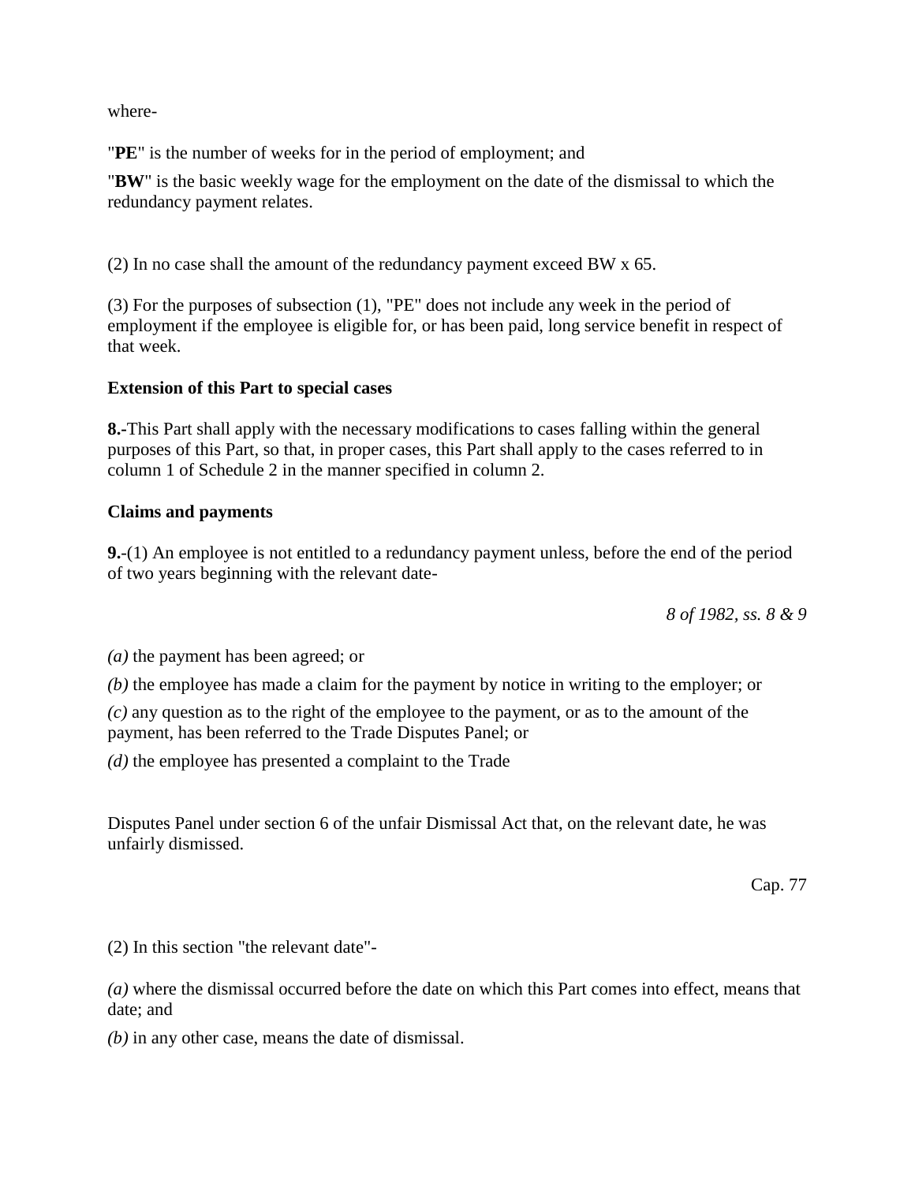where-

"**PE**" is the number of weeks for in the period of employment; and

"**BW**" is the basic weekly wage for the employment on the date of the dismissal to which the redundancy payment relates.

(2) In no case shall the amount of the redundancy payment exceed BW x 65.

(3) For the purposes of subsection (1), "PE" does not include any week in the period of employment if the employee is eligible for, or has been paid, long service benefit in respect of that week.

**Extension of this Part to special cases**

**8.**-This Part shall apply with the necessary modifications to cases falling within the general purposes of this Part, so that, in proper cases, this Part shall apply to the cases referred to in column 1 of Schedule 2 in the manner specified in column 2.

**Claims and payments**

**9.**-(1) An employee is not entitled to a redundancy payment unless, before the end of the period of two years beginning with the relevant date-

*8 of 1982, ss. 8 & 9*

*(a)* the payment has been agreed; or

*(b)* the employee has made a claim for the payment by notice in writing to the employer; or

*(c)* any question as to the right of the employee to the payment, or as to the amount of the payment, has been referred to the Trade Disputes Panel; or

*(d)* the employee has presented a complaint to the Trade Disputes Panel under section 6 of the unfair Dismissal Act that, on the relevant date, he was unfairly dismissed.

Cap. 77

(2) In this section "the relevant date"-

*(a)* where the dismissal occurred before the date on which this Part comes into effect, means that date; and

*(b)* in any other case, means the date of dismissal.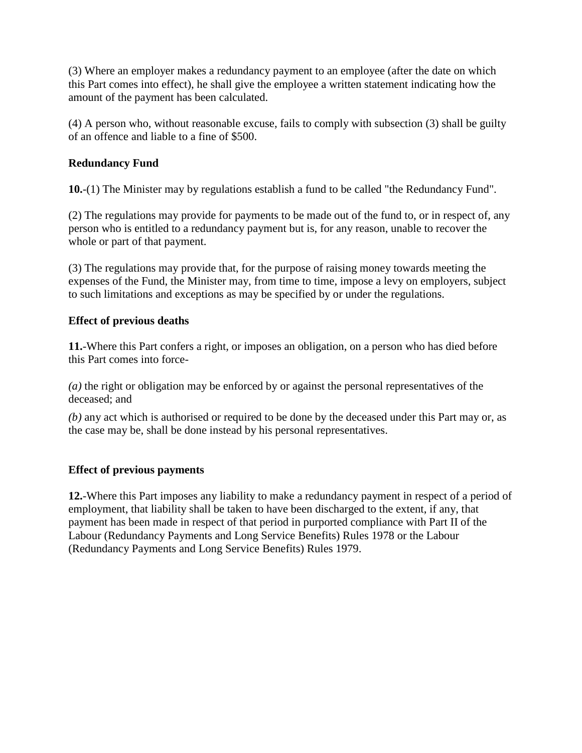(3) Where an employer makes a redundancy payment to an employee (after the date on which this Part comes into effect), he shall give the employee a written statement indicating how the amount of the payment has been calculated.

(4) A person who, without reasonable excuse, fails to comply with subsection (3) shall be guilty of an offence and liable to a fine of $500.

**Redundancy Fund**

**10.**-(1) The Minister may by regulations establish a fund to be called "the Redundancy Fund".

(2) The regulations may provide for payments to be made out of the fund to, or in respect of, any person who is entitled to a redundancy payment but is, for any reason, unable to recover the whole or part of that payment.

(3) The regulations may provide that, for the purpose of raising money towards meeting the expenses of the Fund, the Minister may, from time to time, impose a levy on employers, subject to such limitations and exceptions as may be specified by or under the regulations.

**Effect of previous deaths**

**11.**-Where this Part confers a right, or imposes an obligation, on a person who has died before this Part comes into force-

*(a)* the right or obligation may be enforced by or against the personal representatives of the deceased; and

*(b)* any act which is authorised or required to be done by the deceased under this Part may or, as the case may be, shall be done instead by his personal representatives.

**Effect of previous payments**

**12.**-Where this Part imposes any liability to make a redundancy payment in respect of a period of employment, that liability shall be taken to have been discharged to the extent, if any, that payment has been made in respect of that period in purported compliance with Part II of the Labour (Redundancy Payments and Long Service Benefits) Rules 1978 or the Labour (Redundancy Payments and Long Service Benefits) Rules 1979.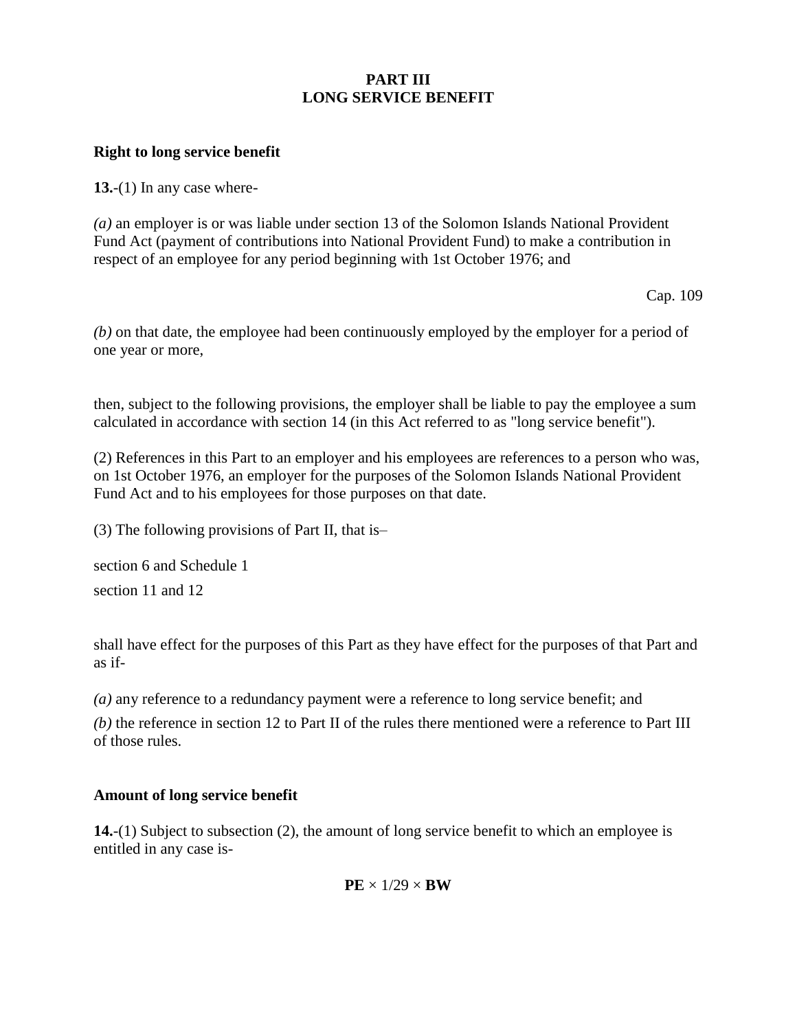## PART III
## LONG SERVICE BENEFIT

**Right to long service benefit**

**13.**-(1) In any case where-

*(a)* an employer is or was liable under section 13 of the Solomon Islands National Provident Fund Act (payment of contributions into National Provident Fund) to make a contribution in respect of an employee for any period beginning with 1st October 1976; and

Cap. 109

*(b)* on that date, the employee had been continuously employed by the employer for a period of one year or more,

then, subject to the following provisions, the employer shall be liable to pay the employee a sum calculated in accordance with section 14 (in this Act referred to as "long service benefit").

(2) References in this Part to an employer and his employees are references to a person who was, on 1st October 1976, an employer for the purposes of the Solomon Islands National Provident Fund Act and to his employees for those purposes on that date.

(3) The following provisions of Part II, that is–

section 6 and Schedule 1

section 11 and 12

shall have effect for the purposes of this Part as they have effect for the purposes of that Part and as if-

*(a)* any reference to a redundancy payment were a reference to long service benefit; and

*(b)* the reference in section 12 to Part II of the rules there mentioned were a reference to Part III of those rules.

**Amount of long service benefit**

**14.**-(1) Subject to subsection (2), the amount of long service benefit to which an employee is entitled in any case is-

$$\mathbf{PE} \times 1/29 \times \mathbf{BW}$$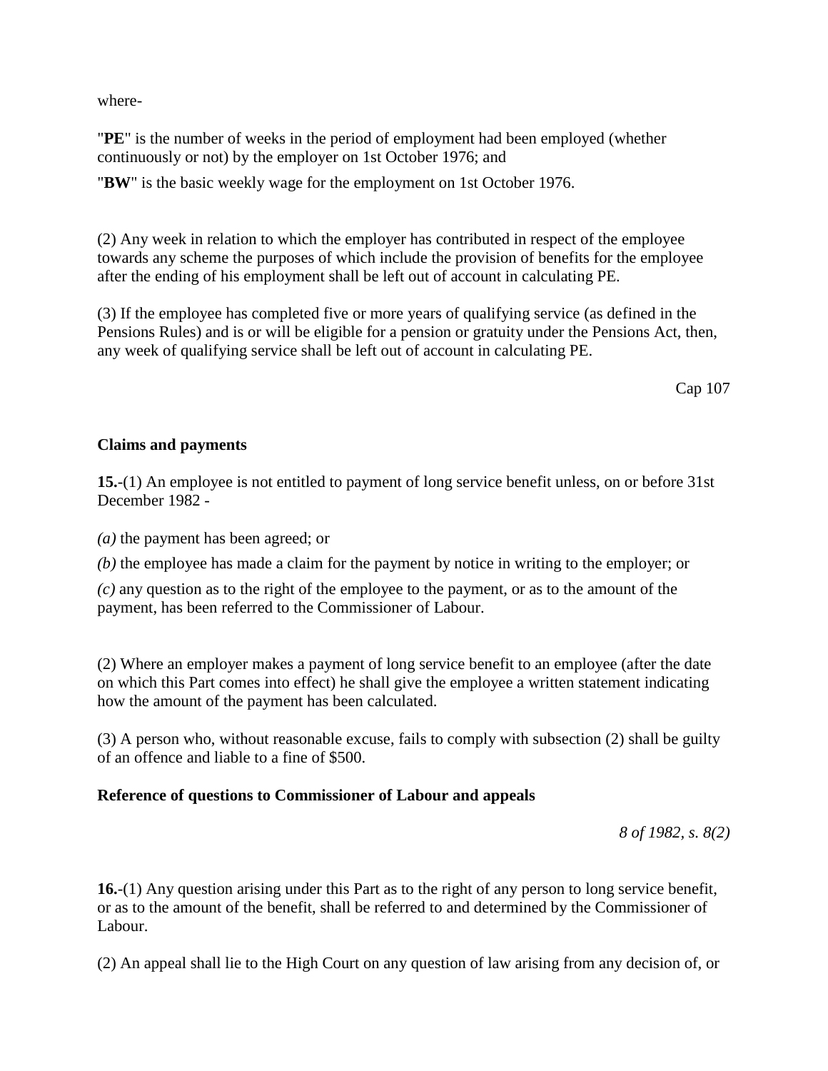where-

"**PE**" is the number of weeks in the period of employment had been employed (whether continuously or not) by the employer on 1st October 1976; and

"**BW**" is the basic weekly wage for the employment on 1st October 1976.

(2) Any week in relation to which the employer has contributed in respect of the employee towards any scheme the purposes of which include the provision of benefits for the employee after the ending of his employment shall be left out of account in calculating PE.

(3) If the employee has completed five or more years of qualifying service (as defined in the Pensions Rules) and is or will be eligible for a pension or gratuity under the Pensions Act, then, any week of qualifying service shall be left out of account in calculating PE.

Cap 107

**Claims and payments**

**15.**-(1) An employee is not entitled to payment of long service benefit unless, on or before 31st December 1982 -

*(a)* the payment has been agreed; or

*(b)* the employee has made a claim for the payment by notice in writing to the employer; or

*(c)* any question as to the right of the employee to the payment, or as to the amount of the payment, has been referred to the Commissioner of Labour.

(2) Where an employer makes a payment of long service benefit to an employee (after the date on which this Part comes into effect) he shall give the employee a written statement indicating how the amount of the payment has been calculated.

(3) A person who, without reasonable excuse, fails to comply with subsection (2) shall be guilty of an offence and liable to a fine of $500.

**Reference of questions to Commissioner of Labour and appeals**

*8 of 1982, s. 8(2)*

**16.**-(1) Any question arising under this Part as to the right of any person to long service benefit, or as to the amount of the benefit, shall be referred to and determined by the Commissioner of Labour.

(2) An appeal shall lie to the High Court on any question of law arising from any decision of, or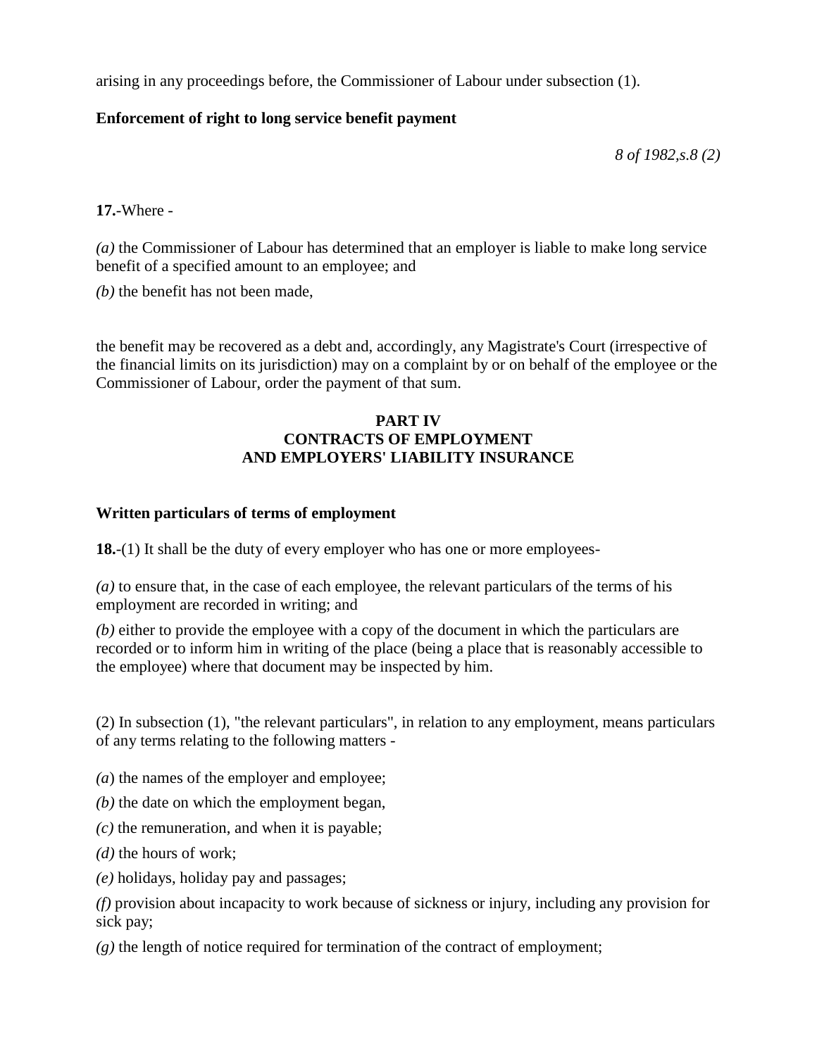arising in any proceedings before, the Commissioner of Labour under subsection (1).

**Enforcement of right to long service benefit payment**

*8 of 1982,s.8 (2)*

**17.**-Where -

*(a)* the Commissioner of Labour has determined that an employer is liable to make long service benefit of a specified amount to an employee; and

*(b)* the benefit has not been made,

the benefit may be recovered as a debt and, accordingly, any Magistrate's Court (irrespective of the financial limits on its jurisdiction) may on a complaint by or on behalf of the employee or the Commissioner of Labour, order the payment of that sum.

## PART IV
## CONTRACTS OF EMPLOYMENT
## AND EMPLOYERS' LIABILITY INSURANCE

**Written particulars of terms of employment**

**18.**-(1) It shall be the duty of every employer who has one or more employees-

*(a)* to ensure that, in the case of each employee, the relevant particulars of the terms of his employment are recorded in writing; and

*(b)* either to provide the employee with a copy of the document in which the particulars are recorded or to inform him in writing of the place (being a place that is reasonably accessible to the employee) where that document may be inspected by him.

(2) In subsection (1), "the relevant particulars", in relation to any employment, means particulars of any terms relating to the following matters -

(*a*) the names of the employer and employee;

*(b)* the date on which the employment began,

*(c)* the remuneration, and when it is payable;

*(d)* the hours of work;

*(e)* holidays, holiday pay and passages;

*(f)* provision about incapacity to work because of sickness or injury, including any provision for sick pay;

*(g)* the length of notice required for termination of the contract of employment;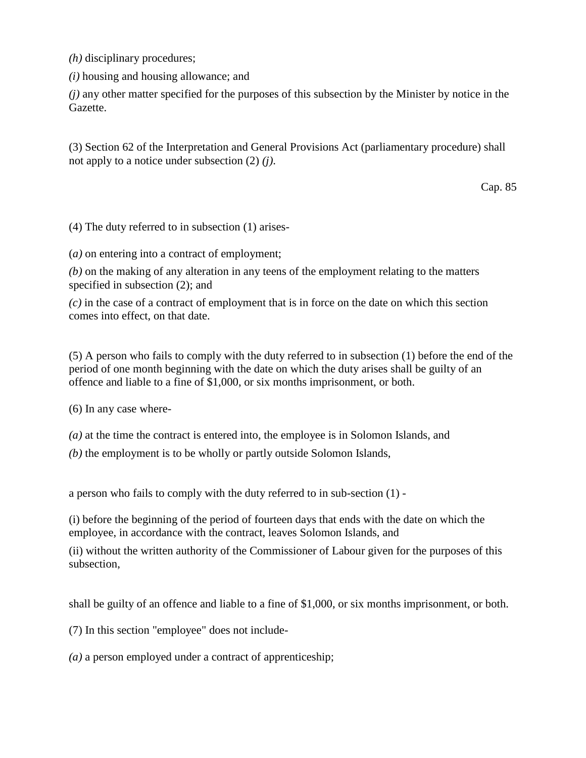*(h)* disciplinary procedures;

*(i)* housing and housing allowance; and

*(j)* any other matter specified for the purposes of this subsection by the Minister by notice in the Gazette.

(3) Section 62 of the Interpretation and General Provisions Act (parliamentary procedure) shall not apply to a notice under subsection (2) *(j)*.

Cap. 85

(4) The duty referred to in subsection (1) arises-

(*a)* on entering into a contract of employment;

*(b)* on the making of any alteration in any teens of the employment relating to the matters specified in subsection (2); and

*(c)* in the case of a contract of employment that is in force on the date on which this section comes into effect, on that date.

(5) A person who fails to comply with the duty referred to in subsection (1) before the end of the period of one month beginning with the date on which the duty arises shall be guilty of an offence and liable to a fine of $1,000, or six months imprisonment, or both.

(6) In any case where-

*(a)* at the time the contract is entered into, the employee is in Solomon Islands, and

*(b)* the employment is to be wholly or partly outside Solomon Islands,

a person who fails to comply with the duty referred to in sub-section (1) -

(i) before the beginning of the period of fourteen days that ends with the date on which the employee, in accordance with the contract, leaves Solomon Islands, and

(ii) without the written authority of the Commissioner of Labour given for the purposes of this subsection,

shall be guilty of an offence and liable to a fine of $1,000, or six months imprisonment, or both.

(7) In this section "employee" does not include-

*(a)* a person employed under a contract of apprenticeship;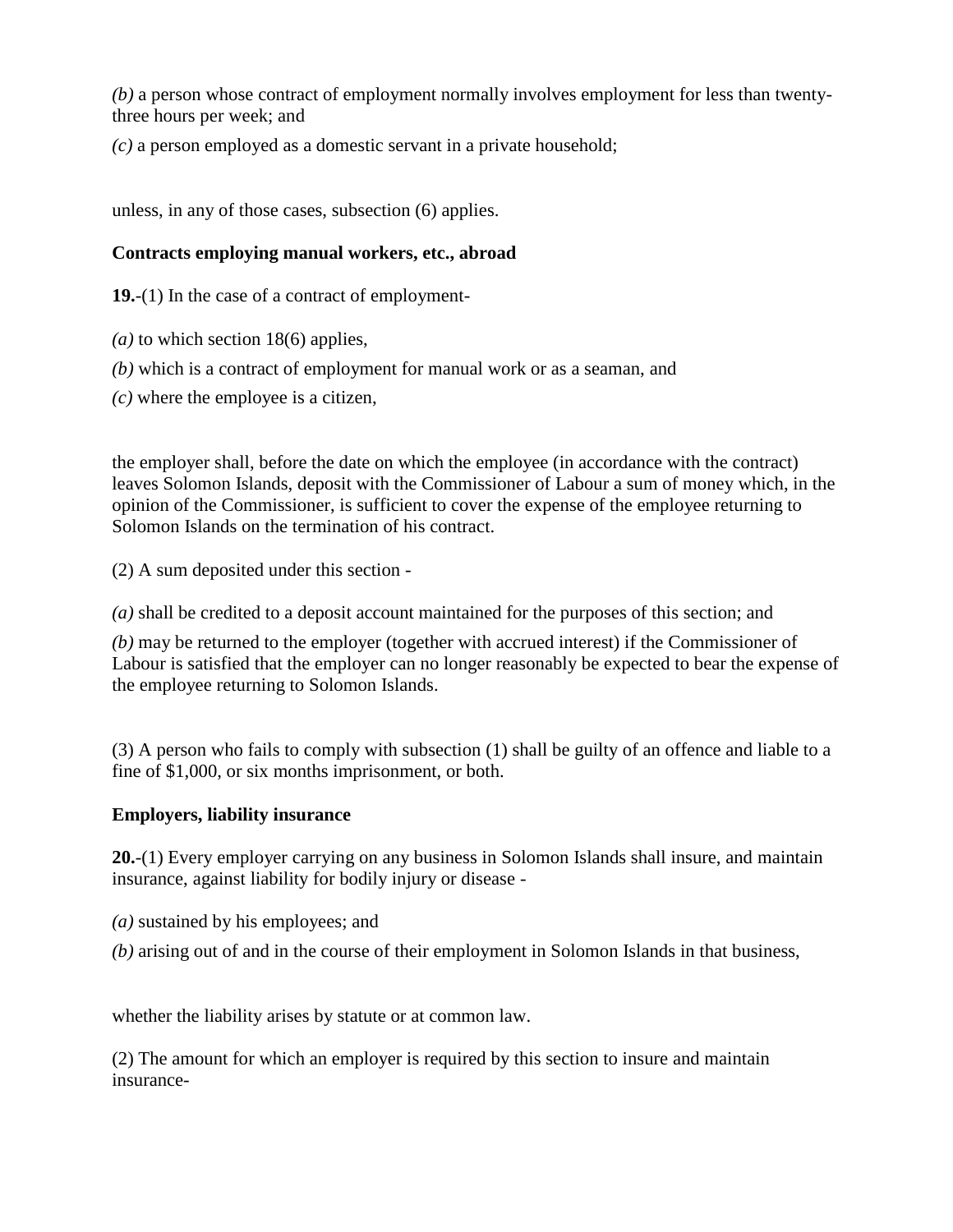*(b)* a person whose contract of employment normally involves employment for less than twenty-three hours per week; and

*(c)* a person employed as a domestic servant in a private household;

unless, in any of those cases, subsection (6) applies.

**Contracts employing manual workers, etc., abroad**

**19.**-(1) In the case of a contract of employment-

*(a)* to which section 18(6) applies,

*(b)* which is a contract of employment for manual work or as a seaman, and

*(c)* where the employee is a citizen,

the employer shall, before the date on which the employee (in accordance with the contract) leaves Solomon Islands, deposit with the Commissioner of Labour a sum of money which, in the opinion of the Commissioner, is sufficient to cover the expense of the employee returning to Solomon Islands on the termination of his contract.

(2) A sum deposited under this section -

*(a)* shall be credited to a deposit account maintained for the purposes of this section; and

*(b)* may be returned to the employer (together with accrued interest) if the Commissioner of Labour is satisfied that the employer can no longer reasonably be expected to bear the expense of the employee returning to Solomon Islands.

(3) A person who fails to comply with subsection (1) shall be guilty of an offence and liable to a fine of $1,000, or six months imprisonment, or both.

**Employers, liability insurance**

**20.**-(1) Every employer carrying on any business in Solomon Islands shall insure, and maintain insurance, against liability for bodily injury or disease -

*(a)* sustained by his employees; and

*(b)* arising out of and in the course of their employment in Solomon Islands in that business,

whether the liability arises by statute or at common law.

(2) The amount for which an employer is required by this section to insure and maintain insurance-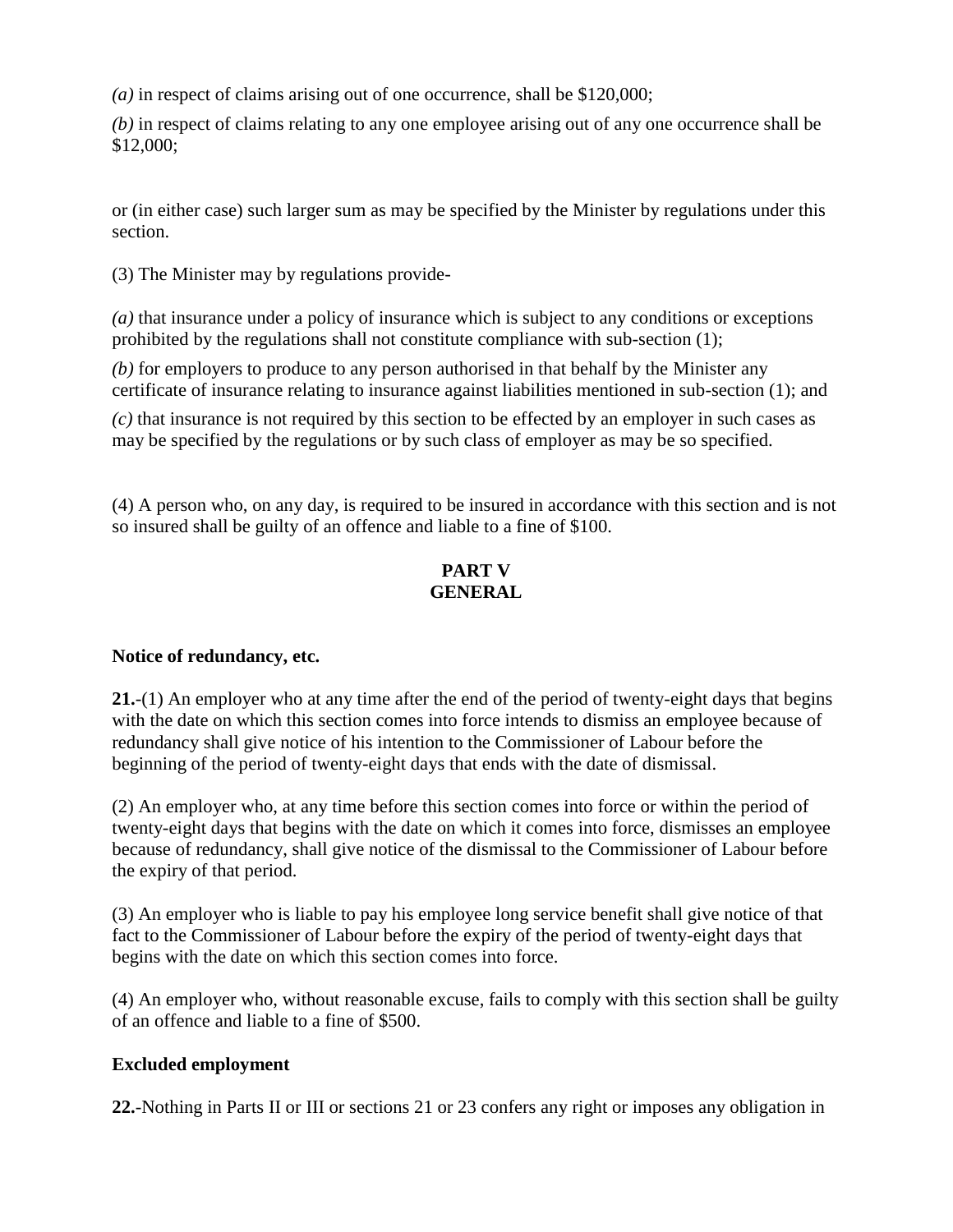*(a)* in respect of claims arising out of one occurrence, shall be $120,000;

*(b)* in respect of claims relating to any one employee arising out of any one occurrence shall be $12,000;

or (in either case) such larger sum as may be specified by the Minister by regulations under this section.

(3) The Minister may by regulations provide-

*(a)* that insurance under a policy of insurance which is subject to any conditions or exceptions prohibited by the regulations shall not constitute compliance with sub-section (1);

*(b)* for employers to produce to any person authorised in that behalf by the Minister any certificate of insurance relating to insurance against liabilities mentioned in sub-section (1); and

*(c)* that insurance is not required by this section to be effected by an employer in such cases as may be specified by the regulations or by such class of employer as may be so specified.

(4) A person who, on any day, is required to be insured in accordance with this section and is not so insured shall be guilty of an offence and liable to a fine of $100.

## PART V GENERAL

**Notice of redundancy, etc.**

**21.**-(1) An employer who at any time after the end of the period of twenty-eight days that begins with the date on which this section comes into force intends to dismiss an employee because of redundancy shall give notice of his intention to the Commissioner of Labour before the beginning of the period of twenty-eight days that ends with the date of dismissal.

(2) An employer who, at any time before this section comes into force or within the period of twenty-eight days that begins with the date on which it comes into force, dismisses an employee because of redundancy, shall give notice of the dismissal to the Commissioner of Labour before the expiry of that period.

(3) An employer who is liable to pay his employee long service benefit shall give notice of that fact to the Commissioner of Labour before the expiry of the period of twenty-eight days that begins with the date on which this section comes into force.

(4) An employer who, without reasonable excuse, fails to comply with this section shall be guilty of an offence and liable to a fine of $500.

**Excluded employment**

**22.**-Nothing in Parts II or III or sections 21 or 23 confers any right or imposes any obligation in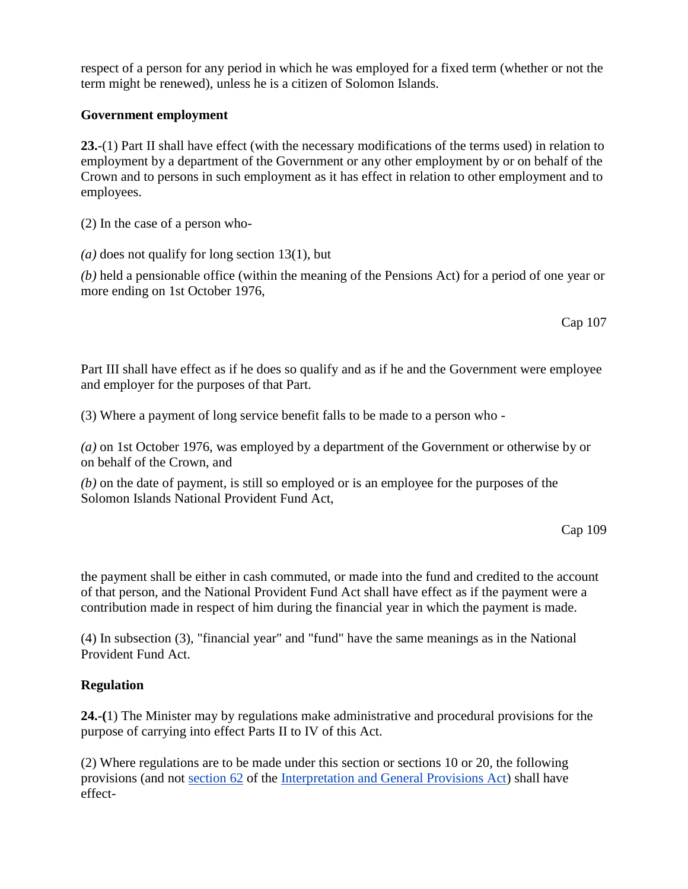respect of a person for any period in which he was employed for a fixed term (whether or not the term might be renewed), unless he is a citizen of Solomon Islands.

**Government employment**

**23.**-(1) Part II shall have effect (with the necessary modifications of the terms used) in relation to employment by a department of the Government or any other employment by or on behalf of the Crown and to persons in such employment as it has effect in relation to other employment and to employees.

(2) In the case of a person who-

*(a)* does not qualify for long section 13(1), but

*(b)* held a pensionable office (within the meaning of the Pensions Act) for a period of one year or more ending on 1st October 1976,

Cap 107

Part III shall have effect as if he does so qualify and as if he and the Government were employee and employer for the purposes of that Part.

(3) Where a payment of long service benefit falls to be made to a person who -

*(a)* on 1st October 1976, was employed by a department of the Government or otherwise by or on behalf of the Crown, and

*(b)* on the date of payment, is still so employed or is an employee for the purposes of the Solomon Islands National Provident Fund Act,

Cap 109

the payment shall be either in cash commuted, or made into the fund and credited to the account of that person, and the National Provident Fund Act shall have effect as if the payment were a contribution made in respect of him during the financial year in which the payment is made.

(4) In subsection (3), "financial year" and "fund" have the same meanings as in the National Provident Fund Act.

**Regulation**

**24.-(**1) The Minister may by regulations make administrative and procedural provisions for the purpose of carrying into effect Parts II to IV of this Act.

(2) Where regulations are to be made under this section or sections 10 or 20, the following provisions (and not section 62 of the Interpretation and General Provisions Act) shall have effect-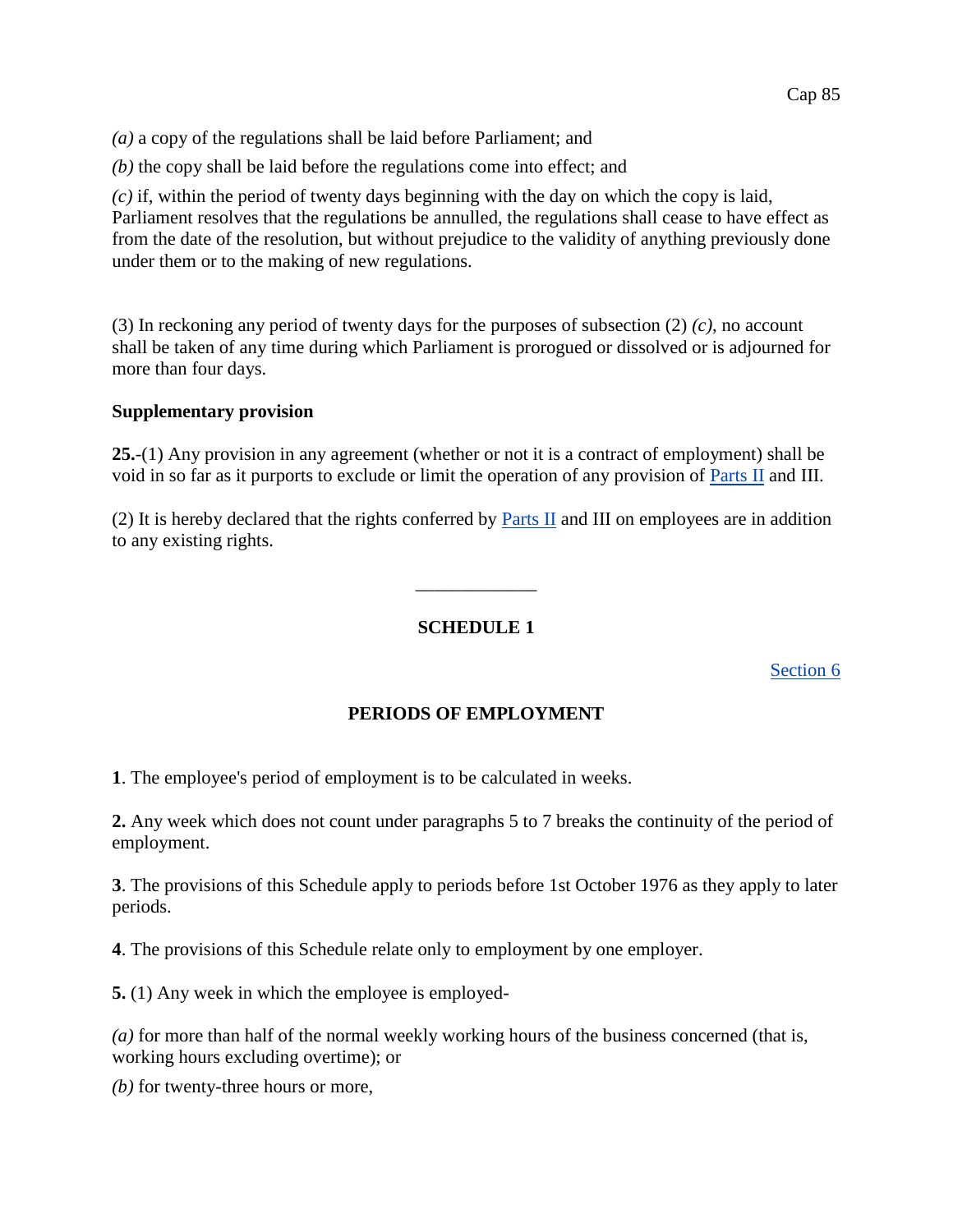*(a)* a copy of the regulations shall be laid before Parliament; and

*(b)* the copy shall be laid before the regulations come into effect; and

*(c)* if, within the period of twenty days beginning with the day on which the copy is laid, Parliament resolves that the regulations be annulled, the regulations shall cease to have effect as from the date of the resolution, but without prejudice to the validity of anything previously done under them or to the making of new regulations.

(3) In reckoning any period of twenty days for the purposes of subsection (2) *(c)*, no account shall be taken of any time during which Parliament is prorogued or dissolved or is adjourned for more than four days.

**Supplementary provision**

**25.**-(1) Any provision in any agreement (whether or not it is a contract of employment) shall be void in so far as it purports to exclude or limit the operation of any provision of Parts II and III.

(2) It is hereby declared that the rights conferred by Parts II and III on employees are in addition to any existing rights.

---

## SCHEDULE 1

Section 6

## PERIODS OF EMPLOYMENT

**1**. The employee's period of employment is to be calculated in weeks.

**2.** Any week which does not count under paragraphs 5 to 7 breaks the continuity of the period of employment.

**3**. The provisions of this Schedule apply to periods before 1st October 1976 as they apply to later periods.

**4**. The provisions of this Schedule relate only to employment by one employer.

**5.** (1) Any week in which the employee is employed-

*(a)* for more than half of the normal weekly working hours of the business concerned (that is, working hours excluding overtime); or

*(b)* for twenty-three hours or more,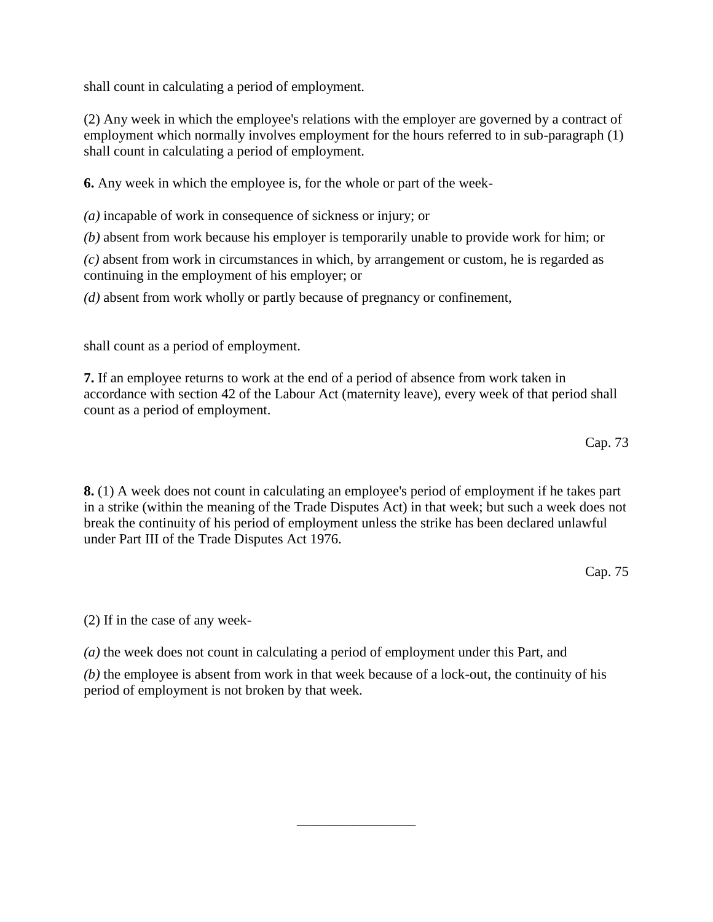shall count in calculating a period of employment.

(2) Any week in which the employee's relations with the employer are governed by a contract of employment which normally involves employment for the hours referred to in sub-paragraph (1) shall count in calculating a period of employment.

**6.** Any week in which the employee is, for the whole or part of the week-

*(a)* incapable of work in consequence of sickness or injury; or

*(b)* absent from work because his employer is temporarily unable to provide work for him; or

*(c)* absent from work in circumstances in which, by arrangement or custom, he is regarded as continuing in the employment of his employer; or

*(d)* absent from work wholly or partly because of pregnancy or confinement,

shall count as a period of employment.

**7.** If an employee returns to work at the end of a period of absence from work taken in accordance with section 42 of the Labour Act (maternity leave), every week of that period shall count as a period of employment.

Cap. 73

**8.** (1) A week does not count in calculating an employee's period of employment if he takes part in a strike (within the meaning of the Trade Disputes Act) in that week; but such a week does not break the continuity of his period of employment unless the strike has been declared unlawful under Part III of the Trade Disputes Act 1976.

Cap. 75

(2) If in the case of any week-

*(a)* the week does not count in calculating a period of employment under this Part, and

*(b)* the employee is absent from work in that week because of a lock-out, the continuity of his period of employment is not broken by that week.

---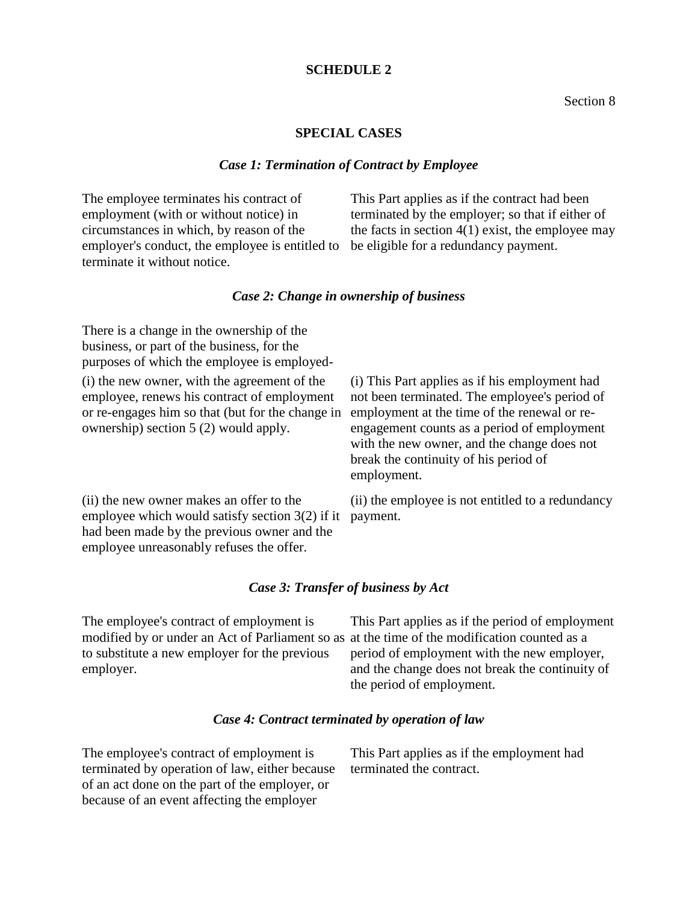## SCHEDULE 2

Section 8

### SPECIAL CASES

#### *Case 1: Termination of Contract by Employee*

| | |
|---|---|
| The employee terminates his contract of employment (with or without notice) in circumstances in which, by reason of the employer's conduct, the employee is entitled to terminate it without notice. | This Part applies as if the contract had been terminated by the employer; so that if either of the facts in section 4(1) exist, the employee may be eligible for a redundancy payment. |

#### *Case 2: Change in ownership of business*

| | |
|---|---|
| There is a change in the ownership of the business, or part of the business, for the purposes of which the employee is employed- | |
| (i) the new owner, with the agreement of the employee, renews his contract of employment or re-engages him so that (but for the change in ownership) section 5 (2) would apply. | (i) This Part applies as if his employment had not been terminated. The employee's period of employment at the time of the renewal or re-engagement counts as a period of employment with the new owner, and the change does not break the continuity of his period of employment. |
| (ii) the new owner makes an offer to the employee which would satisfy section 3(2) if it had been made by the previous owner and the employee unreasonably refuses the offer. | (ii) the employee is not entitled to a redundancy payment. |

#### *Case 3: Transfer of business by Act*

| | |
|---|---|
| The employee's contract of employment is modified by or under an Act of Parliament so as to substitute a new employer for the previous employer. | This Part applies as if the period of employment at the time of the modification counted as a period of employment with the new employer, and the change does not break the continuity of the period of employment. |

#### *Case 4: Contract terminated by operation of law*

| | |
|---|---|
| The employee's contract of employment is terminated by operation of law, either because of an act done on the part of the employer, or because of an event affecting the employer | This Part applies as if the employment had terminated the contract. |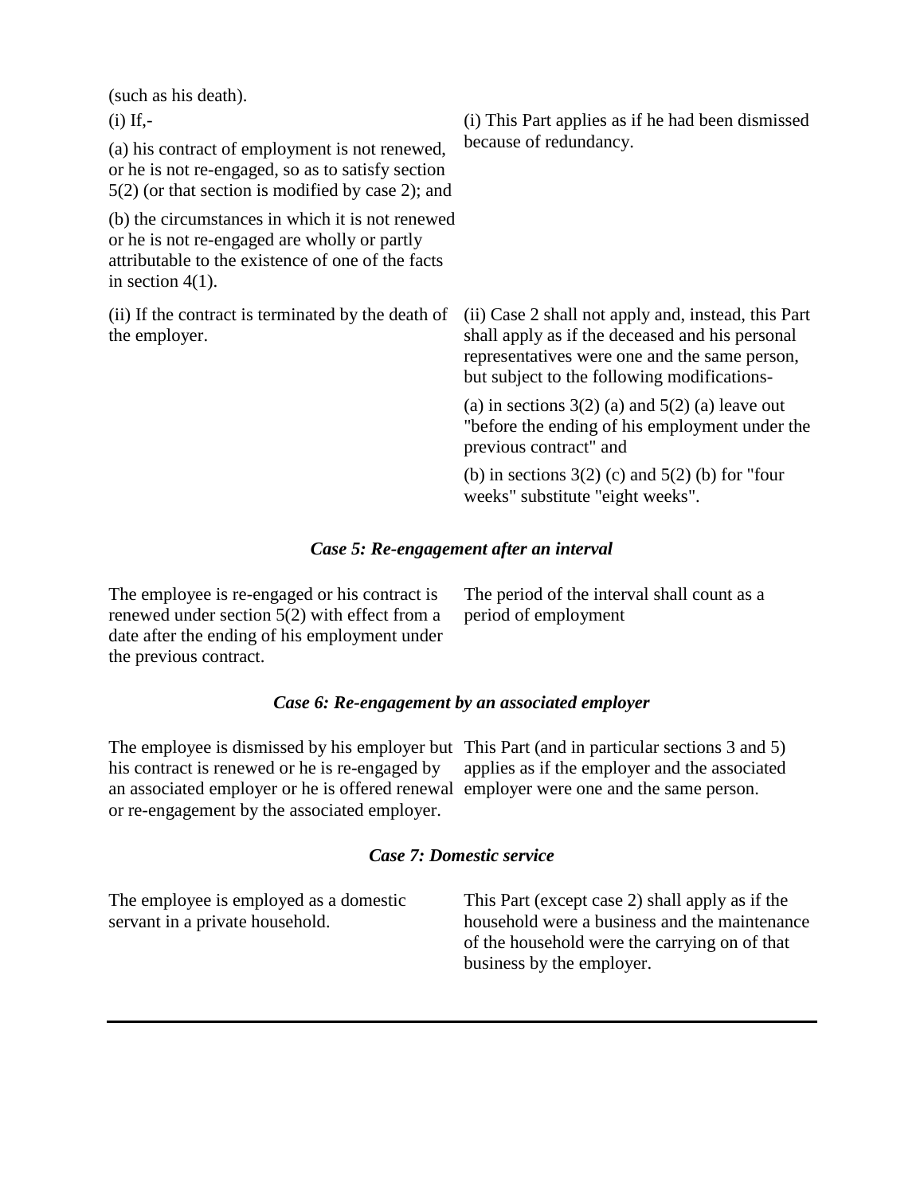(such as his death).

| | |
|---|---|
| (i) If,-<br><br>(a) his contract of employment is not renewed, or he is not re-engaged, so as to satisfy section 5(2) (or that section is modified by case 2); and<br><br>(b) the circumstances in which it is not renewed or he is not re-engaged are wholly or partly attributable to the existence of one of the facts in section 4(1). | (i) This Part applies as if he had been dismissed because of redundancy. |
| (ii) If the contract is terminated by the death of the employer. | (ii) Case 2 shall not apply and, instead, this Part shall apply as if the deceased and his personal representatives were one and the same person, but subject to the following modifications-<br><br>(a) in sections 3(2) (a) and 5(2) (a) leave out "before the ending of his employment under the previous contract" and<br><br>(b) in sections 3(2) (c) and 5(2) (b) for "four weeks" substitute "eight weeks". |

### *Case 5: Re-engagement after an interval*

| | |
|---|---|
| The employee is re-engaged or his contract is renewed under section 5(2) with effect from a date after the ending of his employment under the previous contract. | The period of the interval shall count as a period of employment |

### *Case 6: Re-engagement by an associated employer*

| | |
|---|---|
| The employee is dismissed by his employer but his contract is renewed or he is re-engaged by an associated employer or he is offered renewal or re-engagement by the associated employer. | This Part (and in particular sections 3 and 5) applies as if the employer and the associated employer were one and the same person. |

### *Case 7: Domestic service*

| | |
|---|---|
| The employee is employed as a domestic servant in a private household. | This Part (except case 2) shall apply as if the household were a business and the maintenance of the household were the carrying on of that business by the employer. |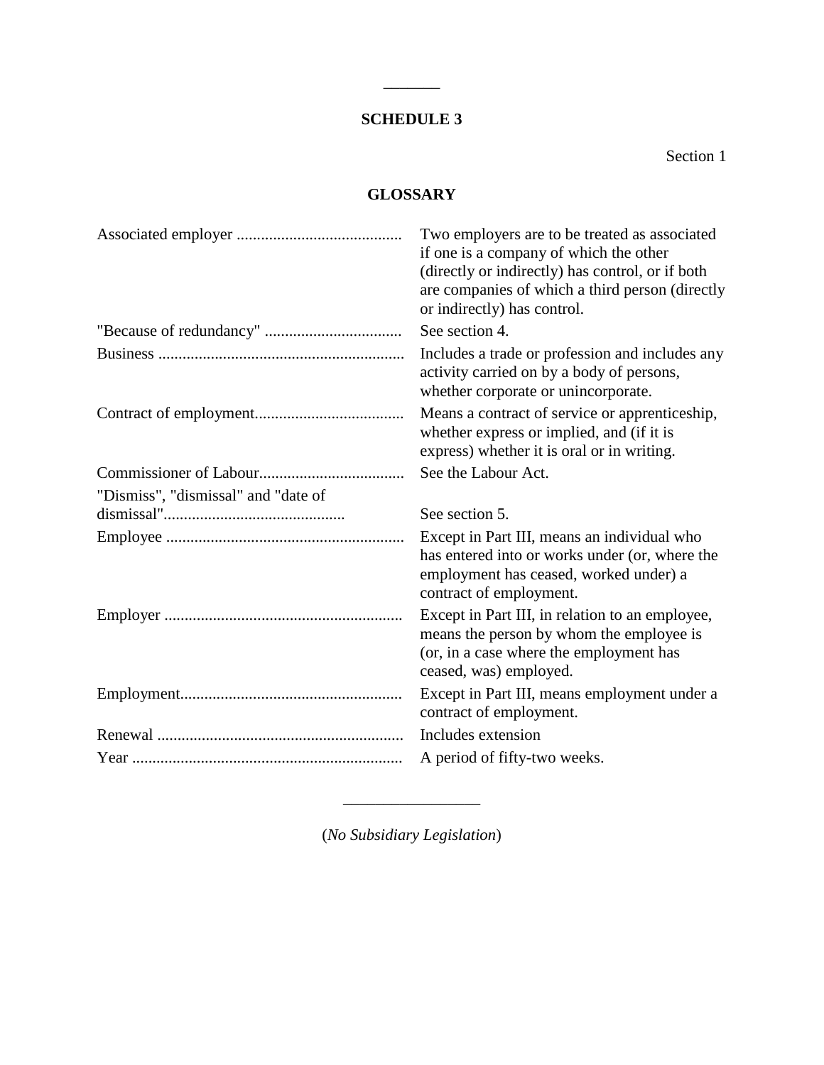## SCHEDULE 3

Section 1

## GLOSSARY

| | |
|---|---|
| Associated employer | Two employers are to be treated as associated if one is a company of which the other (directly or indirectly) has control, or if both are companies of which a third person (directly or indirectly) has control. |
| "Because of redundancy" | See section 4. |
| Business | Includes a trade or profession and includes any activity carried on by a body of persons, whether corporate or unincorporate. |
| Contract of employment | Means a contract of service or apprenticeship, whether express or implied, and (if it is express) whether it is oral or in writing. |
| Commissioner of Labour | See the Labour Act. |
| "Dismiss", "dismissal" and "date of dismissal" | See section 5. |
| Employee | Except in Part III, means an individual who has entered into or works under (or, where the employment has ceased, worked under) a contract of employment. |
| Employer | Except in Part III, in relation to an employee, means the person by whom the employee is (or, in a case where the employment has ceased, was) employed. |
| Employment | Except in Part III, means employment under a contract of employment. |
| Renewal | Includes extension |
| Year | A period of fifty-two weeks. |

(*No Subsidiary Legislation*)